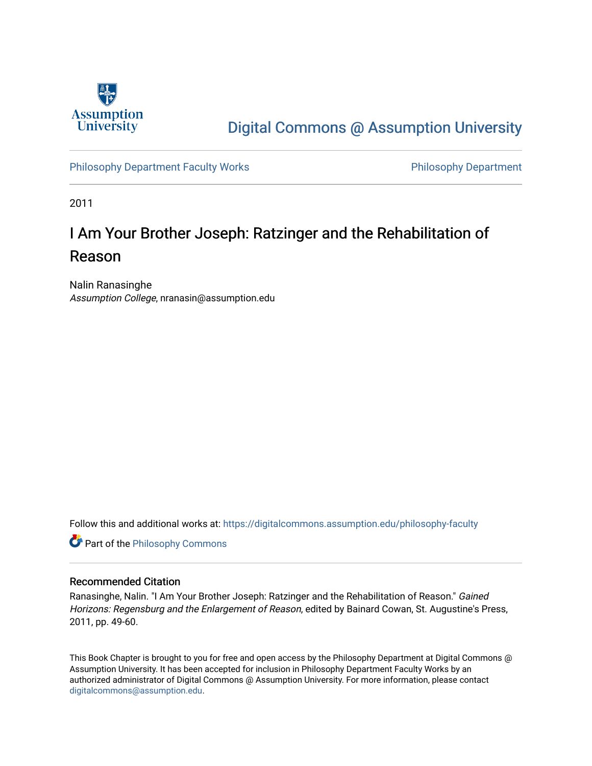Assumption University

# Digital Commons @ Assumption University

Philosophy Department Faculty Works | Philosophy Department

2011

# I Am Your Brother Joseph: Ratzinger and the Rehabilitation of Reason

Nalin Ranasinghe
*Assumption College*, nranasin@assumption.edu

Follow this and additional works at: https://digitalcommons.assumption.edu/philosophy-faculty

Part of the Philosophy Commons

## Recommended Citation

Ranasinghe, Nalin. "I Am Your Brother Joseph: Ratzinger and the Rehabilitation of Reason." *Gained Horizons: Regensburg and the Enlargement of Reason*, edited by Bainard Cowan, St. Augustine's Press, 2011, pp. 49-60.

This Book Chapter is brought to you for free and open access by the Philosophy Department at Digital Commons @ Assumption University. It has been accepted for inclusion in Philosophy Department Faculty Works by an authorized administrator of Digital Commons @ Assumption University. For more information, please contact digitalcommons@assumption.edu.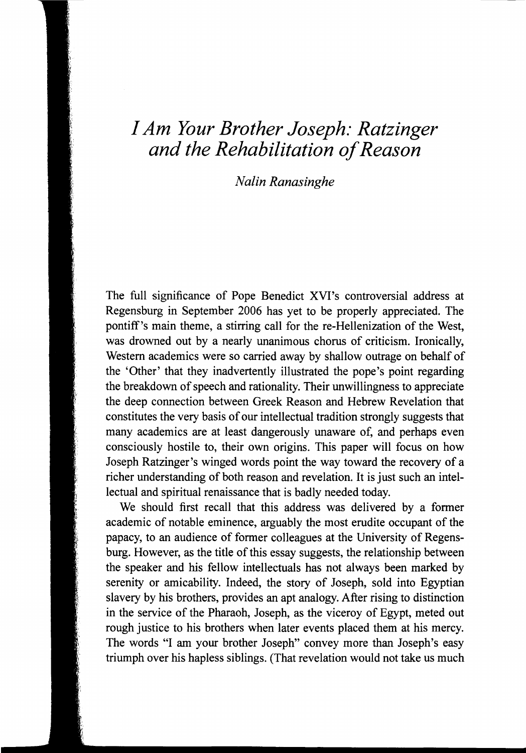# *I Am Your Brother Joseph: Ratzinger and the Rehabilitation of Reason*

*Nalin Ranasinghe*

The full significance of Pope Benedict XVI's controversial address at Regensburg in September 2006 has yet to be properly appreciated. The pontiff's main theme, a stirring call for the re-Hellenization of the West, was drowned out by a nearly unanimous chorus of criticism. Ironically, Western academics were so carried away by shallow outrage on behalf of the 'Other' that they inadvertently illustrated the pope's point regarding the breakdown of speech and rationality. Their unwillingness to appreciate the deep connection between Greek Reason and Hebrew Revelation that constitutes the very basis of our intellectual tradition strongly suggests that many academics are at least dangerously unaware of, and perhaps even consciously hostile to, their own origins. This paper will focus on how Joseph Ratzinger's winged words point the way toward the recovery of a richer understanding of both reason and revelation. It is just such an intellectual and spiritual renaissance that is badly needed today.

We should first recall that this address was delivered by a former academic of notable eminence, arguably the most erudite occupant of the papacy, to an audience of former colleagues at the University of Regensburg. However, as the title of this essay suggests, the relationship between the speaker and his fellow intellectuals has not always been marked by serenity or amicability. Indeed, the story of Joseph, sold into Egyptian slavery by his brothers, provides an apt analogy. After rising to distinction in the service of the Pharaoh, Joseph, as the viceroy of Egypt, meted out rough justice to his brothers when later events placed them at his mercy. The words "I am your brother Joseph" convey more than Joseph's easy triumph over his hapless siblings. (That revelation would not take us much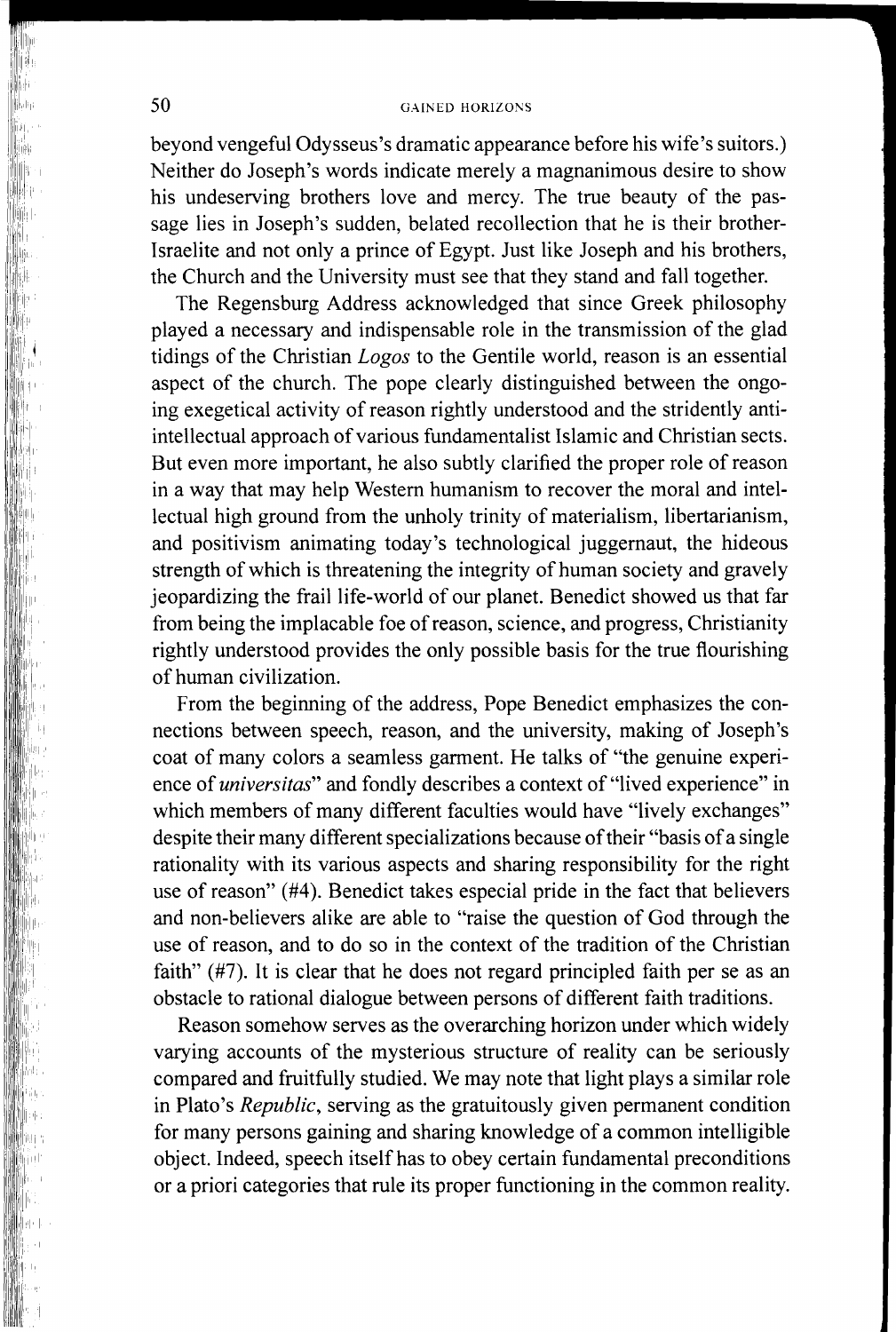beyond vengeful Odysseus's dramatic appearance before his wife's suitors.) Neither do Joseph's words indicate merely a magnanimous desire to show his undeserving brothers love and mercy. The true beauty of the passage lies in Joseph's sudden, belated recollection that he is their brother-Israelite and not only a prince of Egypt. Just like Joseph and his brothers, the Church and the University must see that they stand and fall together.

The Regensburg Address acknowledged that since Greek philosophy played a necessary and indispensable role in the transmission of the glad tidings of the Christian *Logos* to the Gentile world, reason is an essential aspect of the church. The pope clearly distinguished between the ongoing exegetical activity of reason rightly understood and the stridently anti-intellectual approach of various fundamentalist Islamic and Christian sects. But even more important, he also subtly clarified the proper role of reason in a way that may help Western humanism to recover the moral and intellectual high ground from the unholy trinity of materialism, libertarianism, and positivism animating today's technological juggernaut, the hideous strength of which is threatening the integrity of human society and gravely jeopardizing the frail life-world of our planet. Benedict showed us that far from being the implacable foe of reason, science, and progress, Christianity rightly understood provides the only possible basis for the true flourishing of human civilization.

From the beginning of the address, Pope Benedict emphasizes the connections between speech, reason, and the university, making of Joseph's coat of many colors a seamless garment. He talks of "the genuine experience of *universitas*" and fondly describes a context of "lived experience" in which members of many different faculties would have "lively exchanges" despite their many different specializations because of their "basis of a single rationality with its various aspects and sharing responsibility for the right use of reason" (#4). Benedict takes especial pride in the fact that believers and non-believers alike are able to "raise the question of God through the use of reason, and to do so in the context of the tradition of the Christian faith" (#7). It is clear that he does not regard principled faith per se as an obstacle to rational dialogue between persons of different faith traditions.

Reason somehow serves as the overarching horizon under which widely varying accounts of the mysterious structure of reality can be seriously compared and fruitfully studied. We may note that light plays a similar role in Plato's *Republic*, serving as the gratuitously given permanent condition for many persons gaining and sharing knowledge of a common intelligible object. Indeed, speech itself has to obey certain fundamental preconditions or a priori categories that rule its proper functioning in the common reality.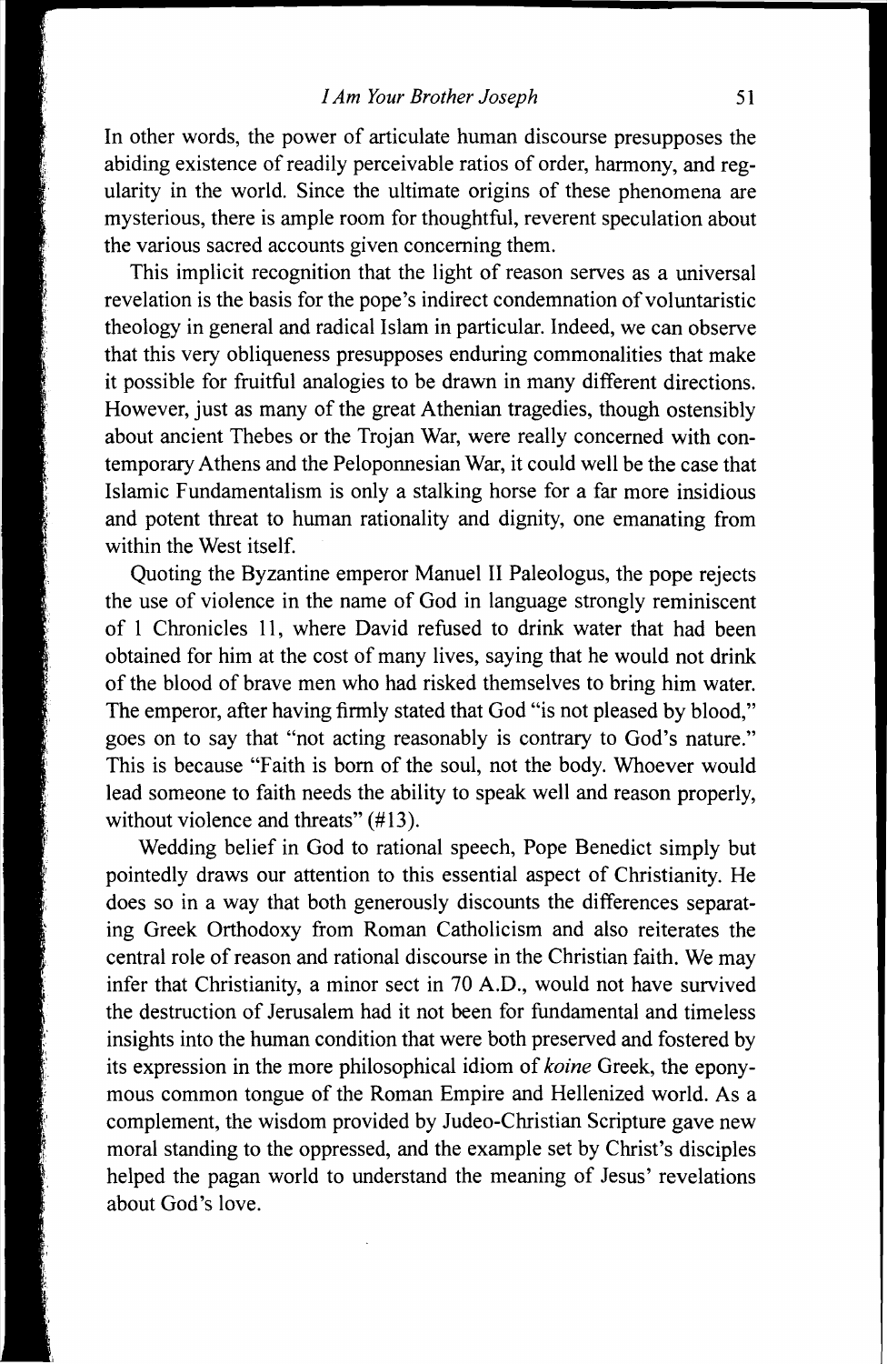In other words, the power of articulate human discourse presupposes the abiding existence of readily perceivable ratios of order, harmony, and regularity in the world. Since the ultimate origins of these phenomena are mysterious, there is ample room for thoughtful, reverent speculation about the various sacred accounts given concerning them.

This implicit recognition that the light of reason serves as a universal revelation is the basis for the pope's indirect condemnation of voluntaristic theology in general and radical Islam in particular. Indeed, we can observe that this very obliqueness presupposes enduring commonalities that make it possible for fruitful analogies to be drawn in many different directions. However, just as many of the great Athenian tragedies, though ostensibly about ancient Thebes or the Trojan War, were really concerned with contemporary Athens and the Peloponnesian War, it could well be the case that Islamic Fundamentalism is only a stalking horse for a far more insidious and potent threat to human rationality and dignity, one emanating from within the West itself.

Quoting the Byzantine emperor Manuel II Paleologus, the pope rejects the use of violence in the name of God in language strongly reminiscent of 1 Chronicles 11, where David refused to drink water that had been obtained for him at the cost of many lives, saying that he would not drink of the blood of brave men who had risked themselves to bring him water. The emperor, after having firmly stated that God "is not pleased by blood," goes on to say that "not acting reasonably is contrary to God's nature." This is because "Faith is born of the soul, not the body. Whoever would lead someone to faith needs the ability to speak well and reason properly, without violence and threats" (#13).

Wedding belief in God to rational speech, Pope Benedict simply but pointedly draws our attention to this essential aspect of Christianity. He does so in a way that both generously discounts the differences separating Greek Orthodoxy from Roman Catholicism and also reiterates the central role of reason and rational discourse in the Christian faith. We may infer that Christianity, a minor sect in 70 A.D., would not have survived the destruction of Jerusalem had it not been for fundamental and timeless insights into the human condition that were both preserved and fostered by its expression in the more philosophical idiom of *koine* Greek, the eponymous common tongue of the Roman Empire and Hellenized world. As a complement, the wisdom provided by Judeo-Christian Scripture gave new moral standing to the oppressed, and the example set by Christ's disciples helped the pagan world to understand the meaning of Jesus' revelations about God's love.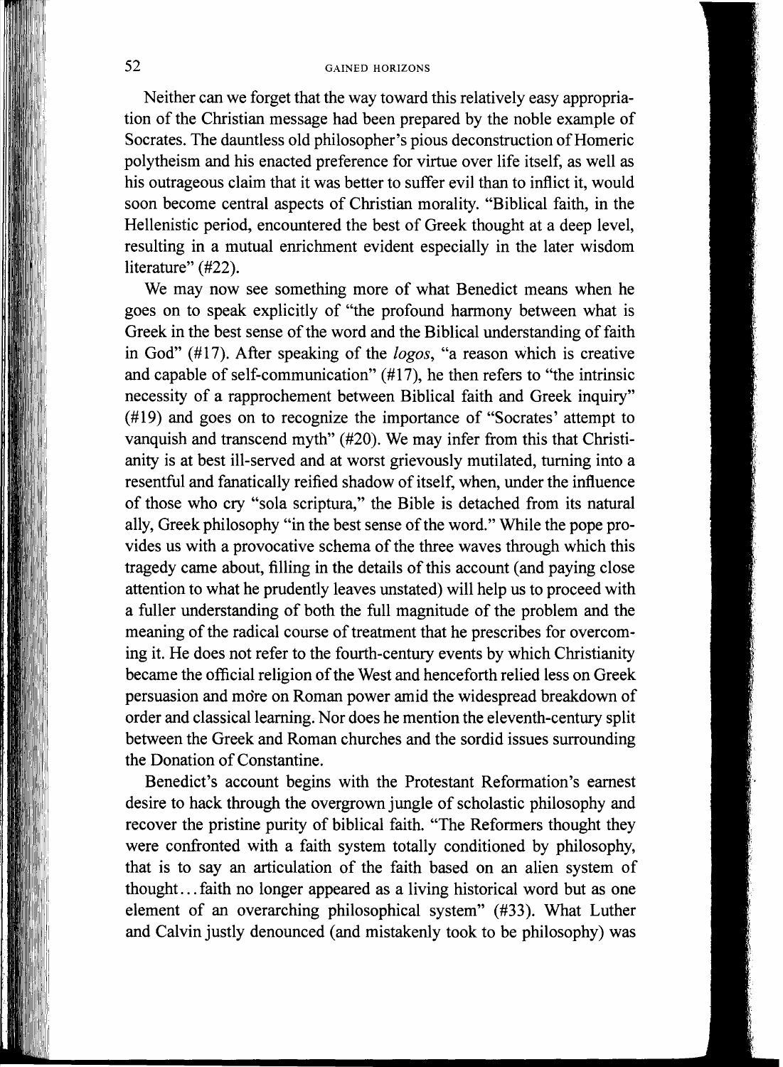Neither can we forget that the way toward this relatively easy appropriation of the Christian message had been prepared by the noble example of Socrates. The dauntless old philosopher's pious deconstruction of Homeric polytheism and his enacted preference for virtue over life itself, as well as his outrageous claim that it was better to suffer evil than to inflict it, would soon become central aspects of Christian morality. "Biblical faith, in the Hellenistic period, encountered the best of Greek thought at a deep level, resulting in a mutual enrichment evident especially in the later wisdom literature" (#22).

We may now see something more of what Benedict means when he goes on to speak explicitly of "the profound harmony between what is Greek in the best sense of the word and the Biblical understanding of faith in God" (#17). After speaking of the *logos*, "a reason which is creative and capable of self-communication" (#17), he then refers to "the intrinsic necessity of a rapprochement between Biblical faith and Greek inquiry" (#19) and goes on to recognize the importance of "Socrates' attempt to vanquish and transcend myth" (#20). We may infer from this that Christianity is at best ill-served and at worst grievously mutilated, turning into a resentful and fanatically reified shadow of itself, when, under the influence of those who cry "sola scriptura," the Bible is detached from its natural ally, Greek philosophy "in the best sense of the word." While the pope provides us with a provocative schema of the three waves through which this tragedy came about, filling in the details of this account (and paying close attention to what he prudently leaves unstated) will help us to proceed with a fuller understanding of both the full magnitude of the problem and the meaning of the radical course of treatment that he prescribes for overcoming it. He does not refer to the fourth-century events by which Christianity became the official religion of the West and henceforth relied less on Greek persuasion and more on Roman power amid the widespread breakdown of order and classical learning. Nor does he mention the eleventh-century split between the Greek and Roman churches and the sordid issues surrounding the Donation of Constantine.

Benedict's account begins with the Protestant Reformation's earnest desire to hack through the overgrown jungle of scholastic philosophy and recover the pristine purity of biblical faith. "The Reformers thought they were confronted with a faith system totally conditioned by philosophy, that is to say an articulation of the faith based on an alien system of thought... faith no longer appeared as a living historical word but as one element of an overarching philosophical system" (#33). What Luther and Calvin justly denounced (and mistakenly took to be philosophy) was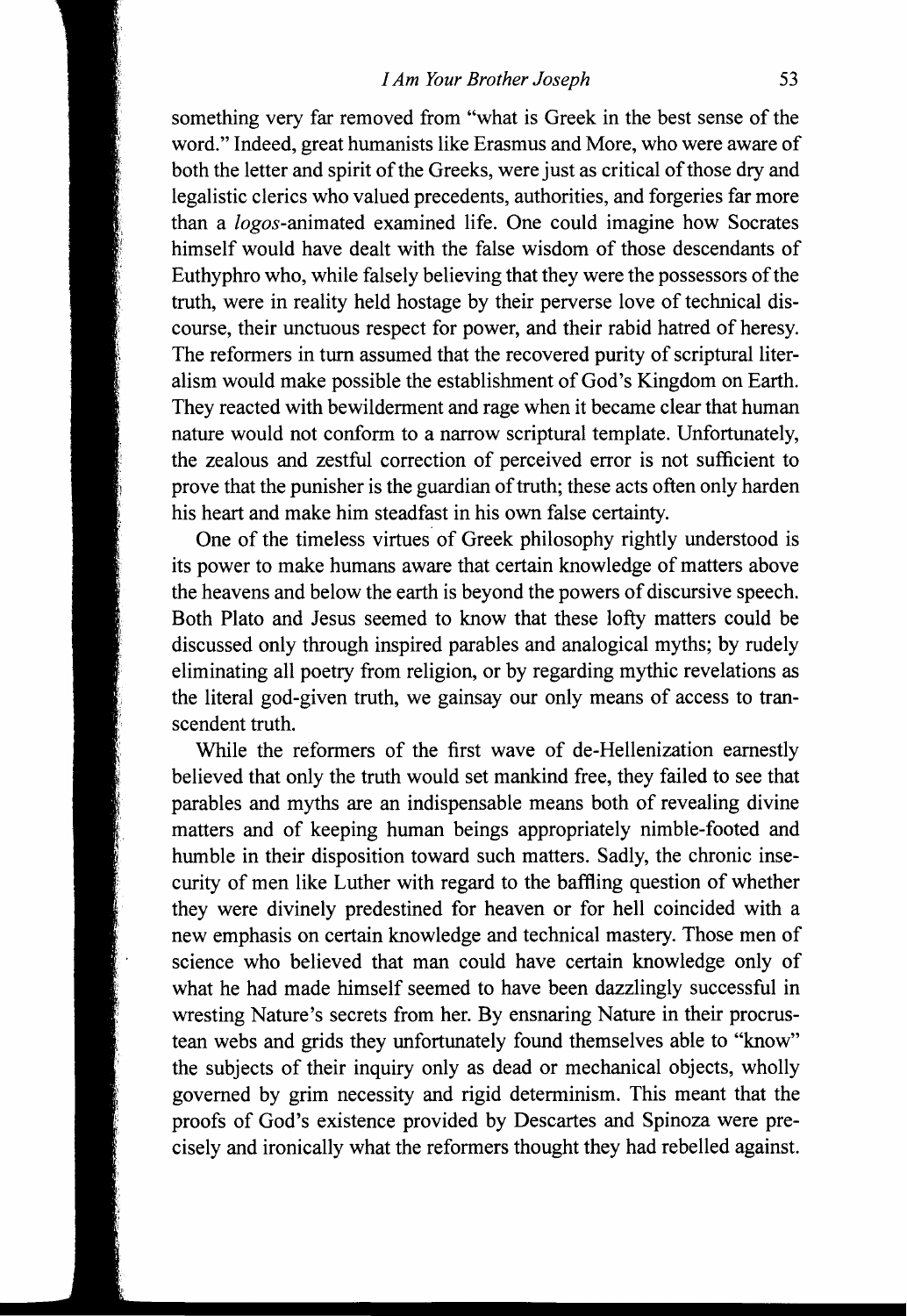something very far removed from "what is Greek in the best sense of the word." Indeed, great humanists like Erasmus and More, who were aware of both the letter and spirit of the Greeks, were just as critical of those dry and legalistic clerics who valued precedents, authorities, and forgeries far more than a *logos*-animated examined life. One could imagine how Socrates himself would have dealt with the false wisdom of those descendants of Euthyphro who, while falsely believing that they were the possessors of the truth, were in reality held hostage by their perverse love of technical discourse, their unctuous respect for power, and their rabid hatred of heresy. The reformers in turn assumed that the recovered purity of scriptural literalism would make possible the establishment of God's Kingdom on Earth. They reacted with bewilderment and rage when it became clear that human nature would not conform to a narrow scriptural template. Unfortunately, the zealous and zestful correction of perceived error is not sufficient to prove that the punisher is the guardian of truth; these acts often only harden his heart and make him steadfast in his own false certainty.

One of the timeless virtues of Greek philosophy rightly understood is its power to make humans aware that certain knowledge of matters above the heavens and below the earth is beyond the powers of discursive speech. Both Plato and Jesus seemed to know that these lofty matters could be discussed only through inspired parables and analogical myths; by rudely eliminating all poetry from religion, or by regarding mythic revelations as the literal god-given truth, we gainsay our only means of access to transcendent truth.

While the reformers of the first wave of de-Hellenization earnestly believed that only the truth would set mankind free, they failed to see that parables and myths are an indispensable means both of revealing divine matters and of keeping human beings appropriately nimble-footed and humble in their disposition toward such matters. Sadly, the chronic insecurity of men like Luther with regard to the baffling question of whether they were divinely predestined for heaven or for hell coincided with a new emphasis on certain knowledge and technical mastery. Those men of science who believed that man could have certain knowledge only of what he had made himself seemed to have been dazzlingly successful in wresting Nature's secrets from her. By ensnaring Nature in their procrustean webs and grids they unfortunately found themselves able to "know" the subjects of their inquiry only as dead or mechanical objects, wholly governed by grim necessity and rigid determinism. This meant that the proofs of God's existence provided by Descartes and Spinoza were precisely and ironically what the reformers thought they had rebelled against.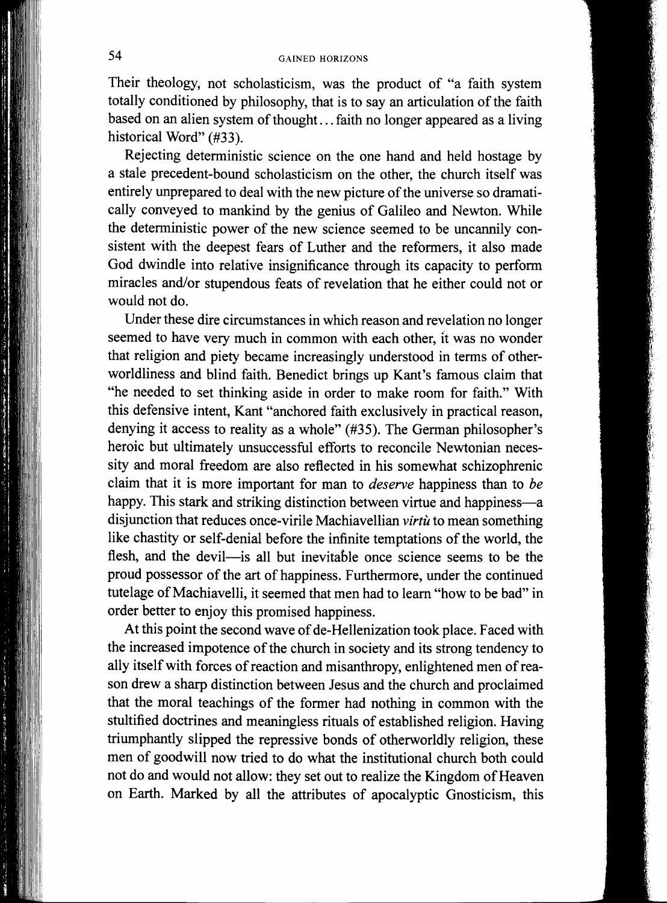Their theology, not scholasticism, was the product of "a faith system totally conditioned by philosophy, that is to say an articulation of the faith based on an alien system of thought... faith no longer appeared as a living historical Word" (#33).

Rejecting deterministic science on the one hand and held hostage by a stale precedent-bound scholasticism on the other, the church itself was entirely unprepared to deal with the new picture of the universe so dramatically conveyed to mankind by the genius of Galileo and Newton. While the deterministic power of the new science seemed to be uncannily consistent with the deepest fears of Luther and the reformers, it also made God dwindle into relative insignificance through its capacity to perform miracles and/or stupendous feats of revelation that he either could not or would not do.

Under these dire circumstances in which reason and revelation no longer seemed to have very much in common with each other, it was no wonder that religion and piety became increasingly understood in terms of otherworldliness and blind faith. Benedict brings up Kant's famous claim that "he needed to set thinking aside in order to make room for faith." With this defensive intent, Kant "anchored faith exclusively in practical reason, denying it access to reality as a whole" (#35). The German philosopher's heroic but ultimately unsuccessful efforts to reconcile Newtonian necessity and moral freedom are also reflected in his somewhat schizophrenic claim that it is more important for man to *deserve* happiness than to *be* happy. This stark and striking distinction between virtue and happiness—a disjunction that reduces once-virile Machiavellian *virtù* to mean something like chastity or self-denial before the infinite temptations of the world, the flesh, and the devil—is all but inevitable once science seems to be the proud possessor of the art of happiness. Furthermore, under the continued tutelage of Machiavelli, it seemed that men had to learn "how to be bad" in order better to enjoy this promised happiness.

At this point the second wave of de-Hellenization took place. Faced with the increased impotence of the church in society and its strong tendency to ally itself with forces of reaction and misanthropy, enlightened men of reason drew a sharp distinction between Jesus and the church and proclaimed that the moral teachings of the former had nothing in common with the stultified doctrines and meaningless rituals of established religion. Having triumphantly slipped the repressive bonds of otherworldly religion, these men of goodwill now tried to do what the institutional church both could not do and would not allow: they set out to realize the Kingdom of Heaven on Earth. Marked by all the attributes of apocalyptic Gnosticism, this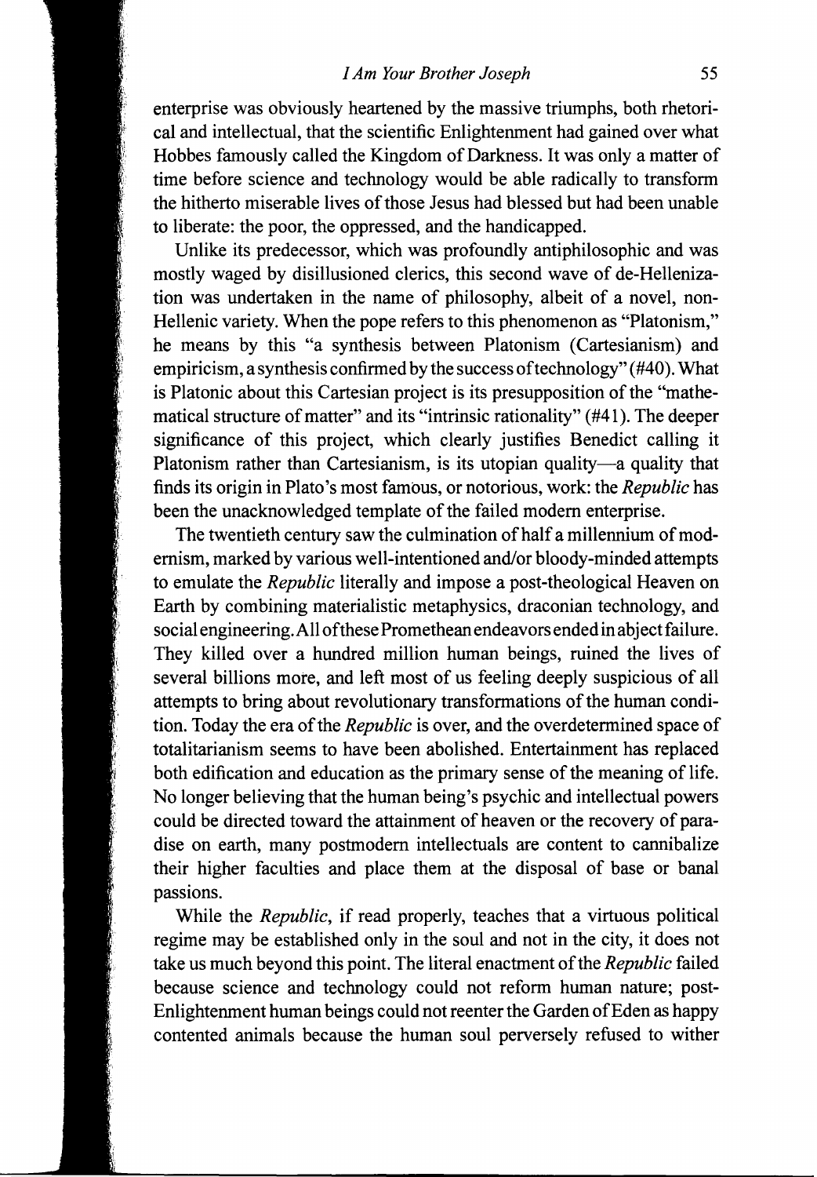enterprise was obviously heartened by the massive triumphs, both rhetorical and intellectual, that the scientific Enlightenment had gained over what Hobbes famously called the Kingdom of Darkness. It was only a matter of time before science and technology would be able radically to transform the hitherto miserable lives of those Jesus had blessed but had been unable to liberate: the poor, the oppressed, and the handicapped.

Unlike its predecessor, which was profoundly antiphilosophic and was mostly waged by disillusioned clerics, this second wave of de-Hellenization was undertaken in the name of philosophy, albeit of a novel, non-Hellenic variety. When the pope refers to this phenomenon as "Platonism," he means by this "a synthesis between Platonism (Cartesianism) and empiricism, a synthesis confirmed by the success of technology" (#40). What is Platonic about this Cartesian project is its presupposition of the "mathematical structure of matter" and its "intrinsic rationality" (#41). The deeper significance of this project, which clearly justifies Benedict calling it Platonism rather than Cartesianism, is its utopian quality—a quality that finds its origin in Plato's most famous, or notorious, work: the *Republic* has been the unacknowledged template of the failed modern enterprise.

The twentieth century saw the culmination of half a millennium of modernism, marked by various well-intentioned and/or bloody-minded attempts to emulate the *Republic* literally and impose a post-theological Heaven on Earth by combining materialistic metaphysics, draconian technology, and social engineering. All of these Promethean endeavors ended in abject failure. They killed over a hundred million human beings, ruined the lives of several billions more, and left most of us feeling deeply suspicious of all attempts to bring about revolutionary transformations of the human condition. Today the era of the *Republic* is over, and the overdetermined space of totalitarianism seems to have been abolished. Entertainment has replaced both edification and education as the primary sense of the meaning of life. No longer believing that the human being's psychic and intellectual powers could be directed toward the attainment of heaven or the recovery of paradise on earth, many postmodern intellectuals are content to cannibalize their higher faculties and place them at the disposal of base or banal passions.

While the *Republic*, if read properly, teaches that a virtuous political regime may be established only in the soul and not in the city, it does not take us much beyond this point. The literal enactment of the *Republic* failed because science and technology could not reform human nature; post-Enlightenment human beings could not reenter the Garden of Eden as happy contented animals because the human soul perversely refused to wither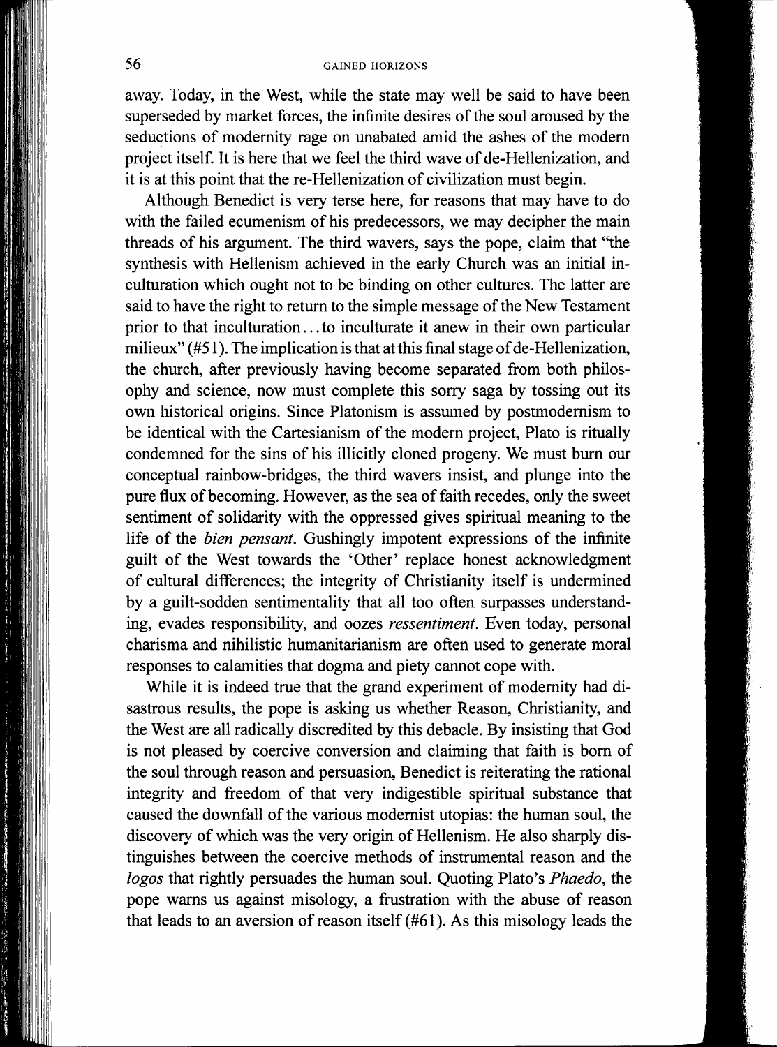away. Today, in the West, while the state may well be said to have been superseded by market forces, the infinite desires of the soul aroused by the seductions of modernity rage on unabated amid the ashes of the modern project itself. It is here that we feel the third wave of de-Hellenization, and it is at this point that the re-Hellenization of civilization must begin.

Although Benedict is very terse here, for reasons that may have to do with the failed ecumenism of his predecessors, we may decipher the main threads of his argument. The third wavers, says the pope, claim that "the synthesis with Hellenism achieved in the early Church was an initial inculturation which ought not to be binding on other cultures. The latter are said to have the right to return to the simple message of the New Testament prior to that inculturation...to inculturate it anew in their own particular milieux" (#51). The implication is that at this final stage of de-Hellenization, the church, after previously having become separated from both philosophy and science, now must complete this sorry saga by tossing out its own historical origins. Since Platonism is assumed by postmodernism to be identical with the Cartesianism of the modern project, Plato is ritually condemned for the sins of his illicitly cloned progeny. We must burn our conceptual rainbow-bridges, the third wavers insist, and plunge into the pure flux of becoming. However, as the sea of faith recedes, only the sweet sentiment of solidarity with the oppressed gives spiritual meaning to the life of the *bien pensant*. Gushingly impotent expressions of the infinite guilt of the West towards the 'Other' replace honest acknowledgment of cultural differences; the integrity of Christianity itself is undermined by a guilt-sodden sentimentality that all too often surpasses understanding, evades responsibility, and oozes *ressentiment*. Even today, personal charisma and nihilistic humanitarianism are often used to generate moral responses to calamities that dogma and piety cannot cope with.

While it is indeed true that the grand experiment of modernity had disastrous results, the pope is asking us whether Reason, Christianity, and the West are all radically discredited by this debacle. By insisting that God is not pleased by coercive conversion and claiming that faith is born of the soul through reason and persuasion, Benedict is reiterating the rational integrity and freedom of that very indigestible spiritual substance that caused the downfall of the various modernist utopias: the human soul, the discovery of which was the very origin of Hellenism. He also sharply distinguishes between the coercive methods of instrumental reason and the *logos* that rightly persuades the human soul. Quoting Plato's *Phaedo*, the pope warns us against misology, a frustration with the abuse of reason that leads to an aversion of reason itself (#61). As this misology leads the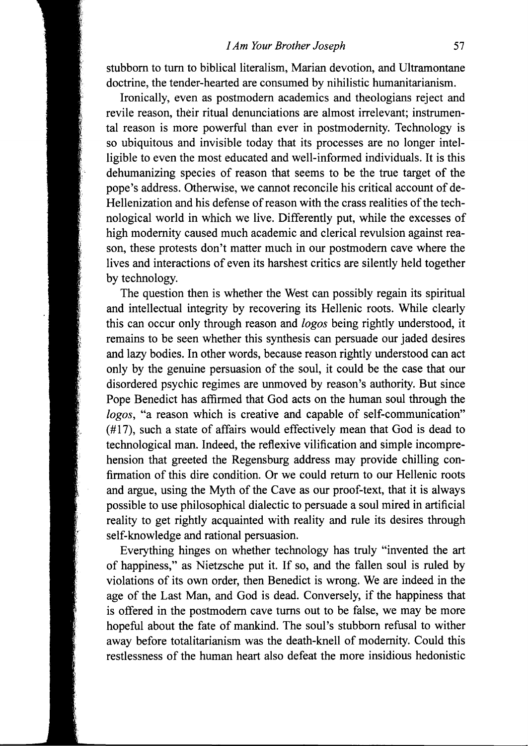stubborn to turn to biblical literalism, Marian devotion, and Ultramontane doctrine, the tender-hearted are consumed by nihilistic humanitarianism.

Ironically, even as postmodern academics and theologians reject and revile reason, their ritual denunciations are almost irrelevant; instrumental reason is more powerful than ever in postmodernity. Technology is so ubiquitous and invisible today that its processes are no longer intelligible to even the most educated and well-informed individuals. It is this dehumanizing species of reason that seems to be the true target of the pope's address. Otherwise, we cannot reconcile his critical account of de-Hellenization and his defense of reason with the crass realities of the technological world in which we live. Differently put, while the excesses of high modernity caused much academic and clerical revulsion against reason, these protests don't matter much in our postmodern cave where the lives and interactions of even its harshest critics are silently held together by technology.

The question then is whether the West can possibly regain its spiritual and intellectual integrity by recovering its Hellenic roots. While clearly this can occur only through reason and *logos* being rightly understood, it remains to be seen whether this synthesis can persuade our jaded desires and lazy bodies. In other words, because reason rightly understood can act only by the genuine persuasion of the soul, it could be the case that our disordered psychic regimes are unmoved by reason's authority. But since Pope Benedict has affirmed that God acts on the human soul through the *logos*, "a reason which is creative and capable of self-communication" (#17), such a state of affairs would effectively mean that God is dead to technological man. Indeed, the reflexive vilification and simple incomprehension that greeted the Regensburg address may provide chilling confirmation of this dire condition. Or we could return to our Hellenic roots and argue, using the Myth of the Cave as our proof-text, that it is always possible to use philosophical dialectic to persuade a soul mired in artificial reality to get rightly acquainted with reality and rule its desires through self-knowledge and rational persuasion.

Everything hinges on whether technology has truly "invented the art of happiness," as Nietzsche put it. If so, and the fallen soul is ruled by violations of its own order, then Benedict is wrong. We are indeed in the age of the Last Man, and God is dead. Conversely, if the happiness that is offered in the postmodern cave turns out to be false, we may be more hopeful about the fate of mankind. The soul's stubborn refusal to wither away before totalitarianism was the death-knell of modernity. Could this restlessness of the human heart also defeat the more insidious hedonistic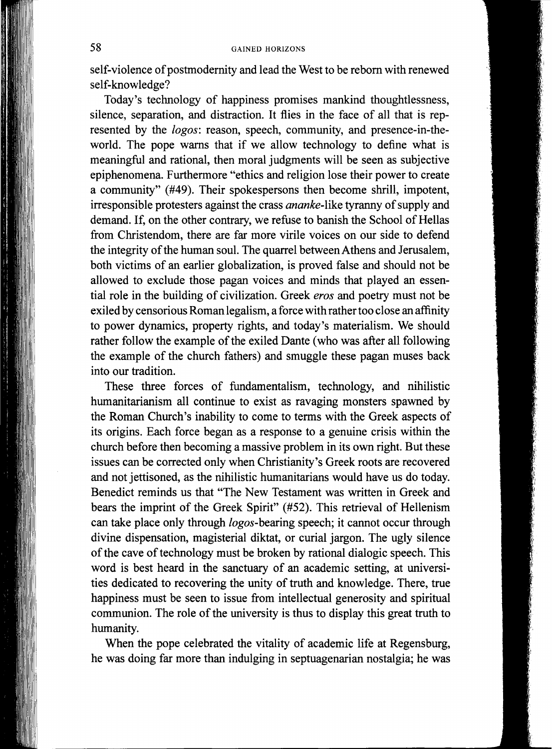self-violence of postmodernity and lead the West to be reborn with renewed self-knowledge?

Today's technology of happiness promises mankind thoughtlessness, silence, separation, and distraction. It flies in the face of all that is represented by the *logos*: reason, speech, community, and presence-in-the-world. The pope warns that if we allow technology to define what is meaningful and rational, then moral judgments will be seen as subjective epiphenomena. Furthermore "ethics and religion lose their power to create a community" (#49). Their spokespersons then become shrill, impotent, irresponsible protesters against the crass *ananke*-like tyranny of supply and demand. If, on the other contrary, we refuse to banish the School of Hellas from Christendom, there are far more virile voices on our side to defend the integrity of the human soul. The quarrel between Athens and Jerusalem, both victims of an earlier globalization, is proved false and should not be allowed to exclude those pagan voices and minds that played an essential role in the building of civilization. Greek *eros* and poetry must not be exiled by censorious Roman legalism, a force with rather too close an affinity to power dynamics, property rights, and today's materialism. We should rather follow the example of the exiled Dante (who was after all following the example of the church fathers) and smuggle these pagan muses back into our tradition.

These three forces of fundamentalism, technology, and nihilistic humanitarianism all continue to exist as ravaging monsters spawned by the Roman Church's inability to come to terms with the Greek aspects of its origins. Each force began as a response to a genuine crisis within the church before then becoming a massive problem in its own right. But these issues can be corrected only when Christianity's Greek roots are recovered and not jettisoned, as the nihilistic humanitarians would have us do today. Benedict reminds us that "The New Testament was written in Greek and bears the imprint of the Greek Spirit" (#52). This retrieval of Hellenism can take place only through *logos*-bearing speech; it cannot occur through divine dispensation, magisterial diktat, or curial jargon. The ugly silence of the cave of technology must be broken by rational dialogic speech. This word is best heard in the sanctuary of an academic setting, at universities dedicated to recovering the unity of truth and knowledge. There, true happiness must be seen to issue from intellectual generosity and spiritual communion. The role of the university is thus to display this great truth to humanity.

When the pope celebrated the vitality of academic life at Regensburg, he was doing far more than indulging in septuagenarian nostalgia; he was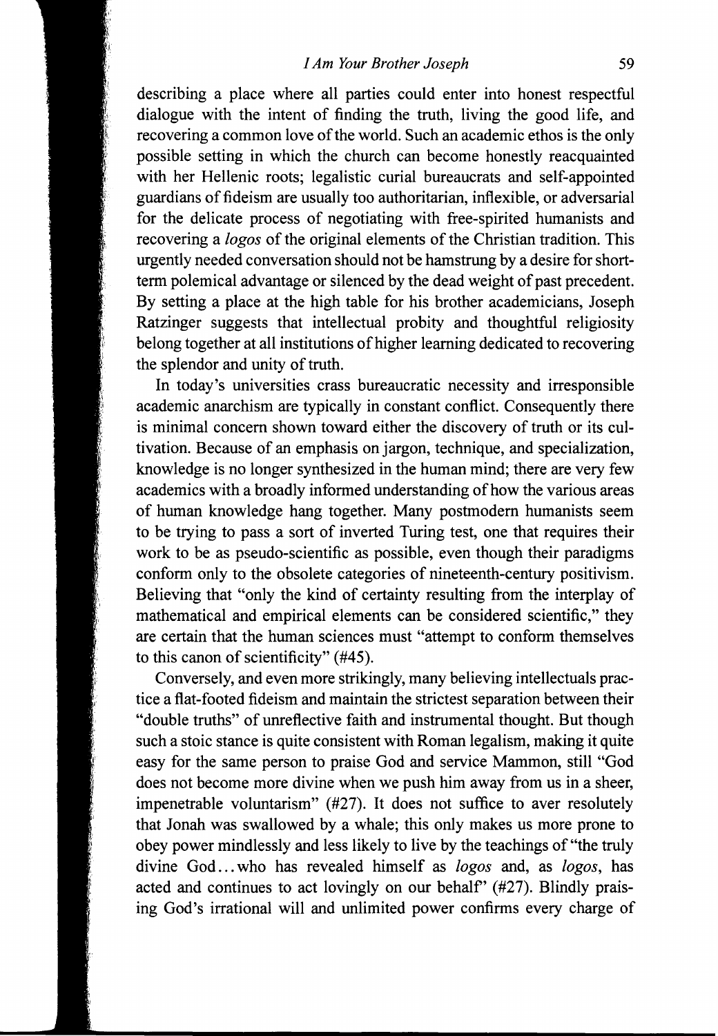describing a place where all parties could enter into honest respectful dialogue with the intent of finding the truth, living the good life, and recovering a common love of the world. Such an academic ethos is the only possible setting in which the church can become honestly reacquainted with her Hellenic roots; legalistic curial bureaucrats and self-appointed guardians of fideism are usually too authoritarian, inflexible, or adversarial for the delicate process of negotiating with free-spirited humanists and recovering a *logos* of the original elements of the Christian tradition. This urgently needed conversation should not be hamstrung by a desire for short-term polemical advantage or silenced by the dead weight of past precedent. By setting a place at the high table for his brother academicians, Joseph Ratzinger suggests that intellectual probity and thoughtful religiosity belong together at all institutions of higher learning dedicated to recovering the splendor and unity of truth.

In today's universities crass bureaucratic necessity and irresponsible academic anarchism are typically in constant conflict. Consequently there is minimal concern shown toward either the discovery of truth or its cultivation. Because of an emphasis on jargon, technique, and specialization, knowledge is no longer synthesized in the human mind; there are very few academics with a broadly informed understanding of how the various areas of human knowledge hang together. Many postmodern humanists seem to be trying to pass a sort of inverted Turing test, one that requires their work to be as pseudo-scientific as possible, even though their paradigms conform only to the obsolete categories of nineteenth-century positivism. Believing that "only the kind of certainty resulting from the interplay of mathematical and empirical elements can be considered scientific," they are certain that the human sciences must "attempt to conform themselves to this canon of scientificity" (#45).

Conversely, and even more strikingly, many believing intellectuals practice a flat-footed fideism and maintain the strictest separation between their "double truths" of unreflective faith and instrumental thought. But though such a stoic stance is quite consistent with Roman legalism, making it quite easy for the same person to praise God and service Mammon, still "God does not become more divine when we push him away from us in a sheer, impenetrable voluntarism" (#27). It does not suffice to aver resolutely that Jonah was swallowed by a whale; this only makes us more prone to obey power mindlessly and less likely to live by the teachings of "the truly divine God... who has revealed himself as *logos* and, as *logos*, has acted and continues to act lovingly on our behalf" (#27). Blindly praising God's irrational will and unlimited power confirms every charge of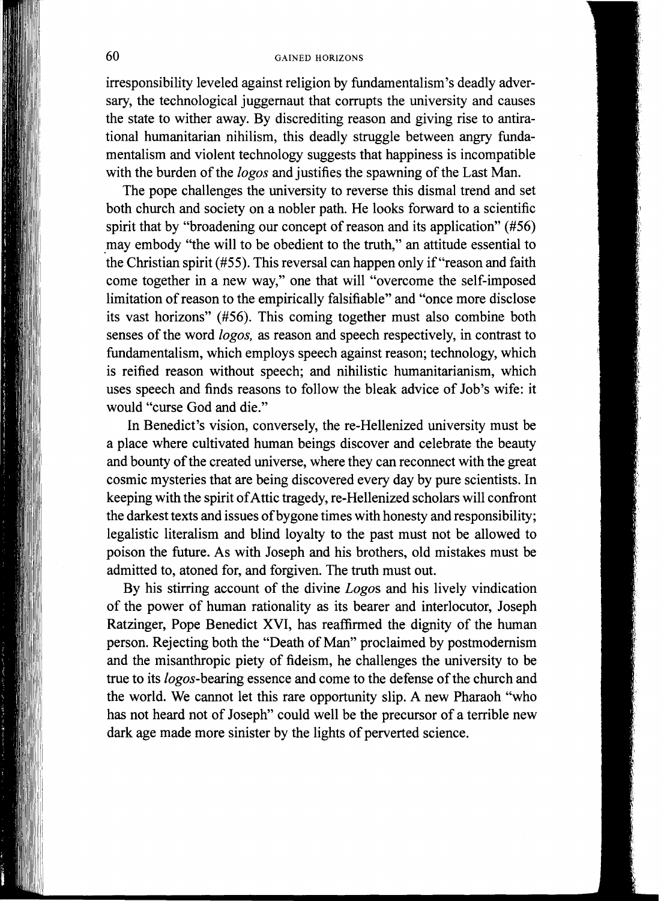irresponsibility leveled against religion by fundamentalism's deadly adversary, the technological juggernaut that corrupts the university and causes the state to wither away. By discrediting reason and giving rise to antirational humanitarian nihilism, this deadly struggle between angry fundamentalism and violent technology suggests that happiness is incompatible with the burden of the *logos* and justifies the spawning of the Last Man.

The pope challenges the university to reverse this dismal trend and set both church and society on a nobler path. He looks forward to a scientific spirit that by "broadening our concept of reason and its application" (#56) may embody "the will to be obedient to the truth," an attitude essential to the Christian spirit (#55). This reversal can happen only if "reason and faith come together in a new way," one that will "overcome the self-imposed limitation of reason to the empirically falsifiable" and "once more disclose its vast horizons" (#56). This coming together must also combine both senses of the word *logos,* as reason and speech respectively, in contrast to fundamentalism, which employs speech against reason; technology, which is reified reason without speech; and nihilistic humanitarianism, which uses speech and finds reasons to follow the bleak advice of Job's wife: it would "curse God and die."

In Benedict's vision, conversely, the re-Hellenized university must be a place where cultivated human beings discover and celebrate the beauty and bounty of the created universe, where they can reconnect with the great cosmic mysteries that are being discovered every day by pure scientists. In keeping with the spirit of Attic tragedy, re-Hellenized scholars will confront the darkest texts and issues of bygone times with honesty and responsibility; legalistic literalism and blind loyalty to the past must not be allowed to poison the future. As with Joseph and his brothers, old mistakes must be admitted to, atoned for, and forgiven. The truth must out.

By his stirring account of the divine *Logo*s and his lively vindication of the power of human rationality as its bearer and interlocutor, Joseph Ratzinger, Pope Benedict XVI, has reaffirmed the dignity of the human person. Rejecting both the "Death of Man" proclaimed by postmodernism and the misanthropic piety of fideism, he challenges the university to be true to its *logos*-bearing essence and come to the defense of the church and the world. We cannot let this rare opportunity slip. A new Pharaoh "who has not heard not of Joseph" could well be the precursor of a terrible new dark age made more sinister by the lights of perverted science.